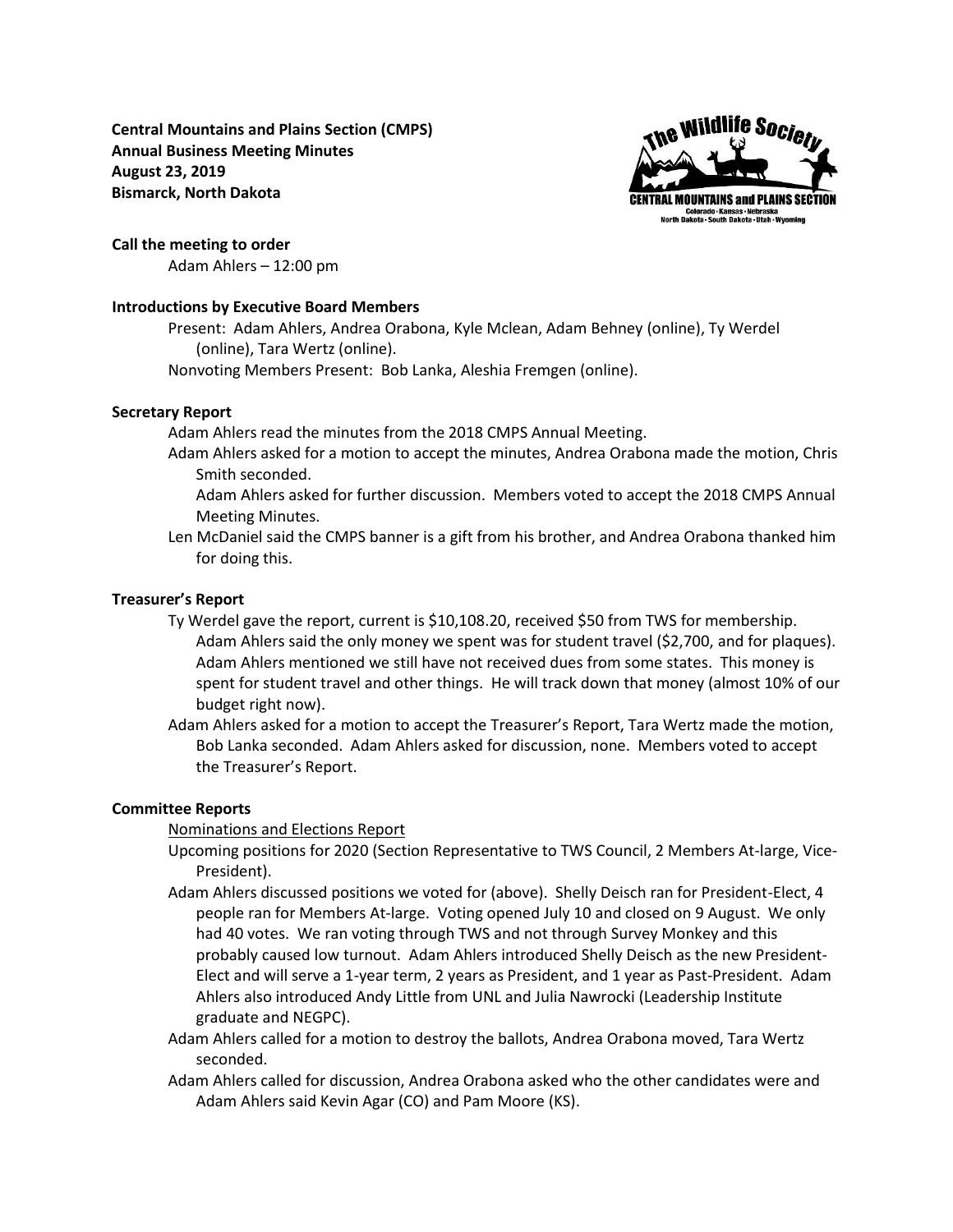**Central Mountains and Plains Section (CMPS)**
**Annual Business Meeting Minutes**
**August 23, 2019**
**Bismarck, North Dakota**

**Call the meeting to order**

Adam Ahlers – 12:00 pm

**Introductions by Executive Board Members**

Present: Adam Ahlers, Andrea Orabona, Kyle Mclean, Adam Behney (online), Ty Werdel (online), Tara Wertz (online).

Nonvoting Members Present: Bob Lanka, Aleshia Fremgen (online).

**Secretary Report**

Adam Ahlers read the minutes from the 2018 CMPS Annual Meeting.

Adam Ahlers asked for a motion to accept the minutes, Andrea Orabona made the motion, Chris Smith seconded.

Adam Ahlers asked for further discussion. Members voted to accept the 2018 CMPS Annual Meeting Minutes.

Len McDaniel said the CMPS banner is a gift from his brother, and Andrea Orabona thanked him for doing this.

**Treasurer's Report**

Ty Werdel gave the report, current is $10,108.20, received $50 from TWS for membership. Adam Ahlers said the only money we spent was for student travel ($2,700, and for plaques). Adam Ahlers mentioned we still have not received dues from some states. This money is spent for student travel and other things. He will track down that money (almost 10% of our budget right now).

Adam Ahlers asked for a motion to accept the Treasurer's Report, Tara Wertz made the motion, Bob Lanka seconded. Adam Ahlers asked for discussion, none. Members voted to accept the Treasurer's Report.

**Committee Reports**

Nominations and Elections Report

Upcoming positions for 2020 (Section Representative to TWS Council, 2 Members At-large, Vice-President).

Adam Ahlers discussed positions we voted for (above). Shelly Deisch ran for President-Elect, 4 people ran for Members At-large. Voting opened July 10 and closed on 9 August. We only had 40 votes. We ran voting through TWS and not through Survey Monkey and this probably caused low turnout. Adam Ahlers introduced Shelly Deisch as the new President-Elect and will serve a 1-year term, 2 years as President, and 1 year as Past-President. Adam Ahlers also introduced Andy Little from UNL and Julia Nawrocki (Leadership Institute graduate and NEGPC).

Adam Ahlers called for a motion to destroy the ballots, Andrea Orabona moved, Tara Wertz seconded.

Adam Ahlers called for discussion, Andrea Orabona asked who the other candidates were and Adam Ahlers said Kevin Agar (CO) and Pam Moore (KS).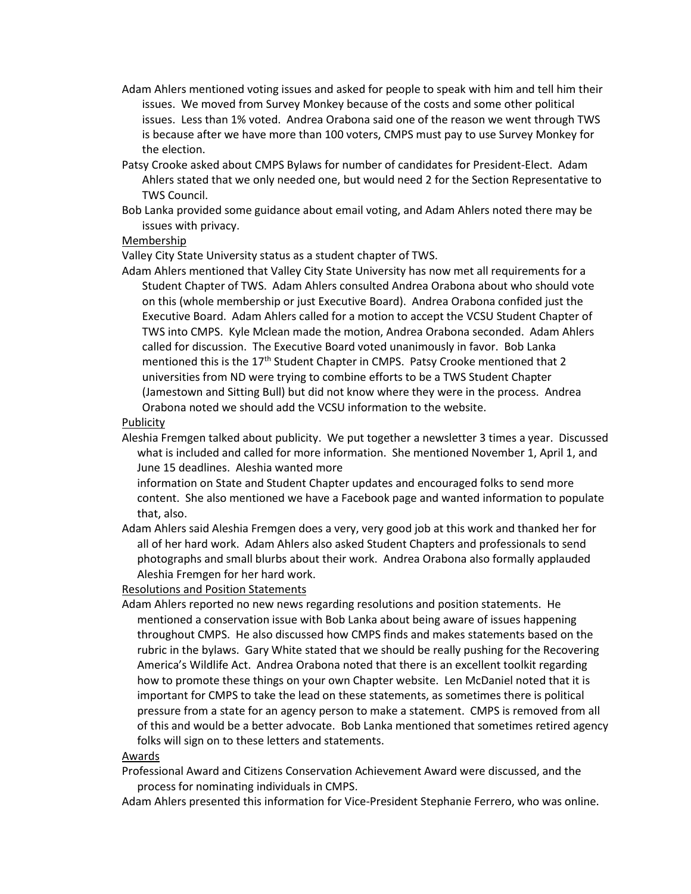Adam Ahlers mentioned voting issues and asked for people to speak with him and tell him their issues. We moved from Survey Monkey because of the costs and some other political issues. Less than 1% voted. Andrea Orabona said one of the reason we went through TWS is because after we have more than 100 voters, CMPS must pay to use Survey Monkey for the election.

Patsy Crooke asked about CMPS Bylaws for number of candidates for President-Elect. Adam Ahlers stated that we only needed one, but would need 2 for the Section Representative to TWS Council.

Bob Lanka provided some guidance about email voting, and Adam Ahlers noted there may be issues with privacy.

Membership

Valley City State University status as a student chapter of TWS.

Adam Ahlers mentioned that Valley City State University has now met all requirements for a Student Chapter of TWS. Adam Ahlers consulted Andrea Orabona about who should vote on this (whole membership or just Executive Board). Andrea Orabona confided just the Executive Board. Adam Ahlers called for a motion to accept the VCSU Student Chapter of TWS into CMPS. Kyle Mclean made the motion, Andrea Orabona seconded. Adam Ahlers called for discussion. The Executive Board voted unanimously in favor. Bob Lanka mentioned this is the 17th Student Chapter in CMPS. Patsy Crooke mentioned that 2 universities from ND were trying to combine efforts to be a TWS Student Chapter (Jamestown and Sitting Bull) but did not know where they were in the process. Andrea Orabona noted we should add the VCSU information to the website.

Publicity

Aleshia Fremgen talked about publicity. We put together a newsletter 3 times a year. Discussed what is included and called for more information. She mentioned November 1, April 1, and June 15 deadlines. Aleshia wanted more information on State and Student Chapter updates and encouraged folks to send more content. She also mentioned we have a Facebook page and wanted information to populate that, also.

Adam Ahlers said Aleshia Fremgen does a very, very good job at this work and thanked her for all of her hard work. Adam Ahlers also asked Student Chapters and professionals to send photographs and small blurbs about their work. Andrea Orabona also formally applauded Aleshia Fremgen for her hard work.

Resolutions and Position Statements

Adam Ahlers reported no new news regarding resolutions and position statements. He mentioned a conservation issue with Bob Lanka about being aware of issues happening throughout CMPS. He also discussed how CMPS finds and makes statements based on the rubric in the bylaws. Gary White stated that we should be really pushing for the Recovering America's Wildlife Act. Andrea Orabona noted that there is an excellent toolkit regarding how to promote these things on your own Chapter website. Len McDaniel noted that it is important for CMPS to take the lead on these statements, as sometimes there is political pressure from a state for an agency person to make a statement. CMPS is removed from all of this and would be a better advocate. Bob Lanka mentioned that sometimes retired agency folks will sign on to these letters and statements.

Awards

Professional Award and Citizens Conservation Achievement Award were discussed, and the process for nominating individuals in CMPS.

Adam Ahlers presented this information for Vice-President Stephanie Ferrero, who was online.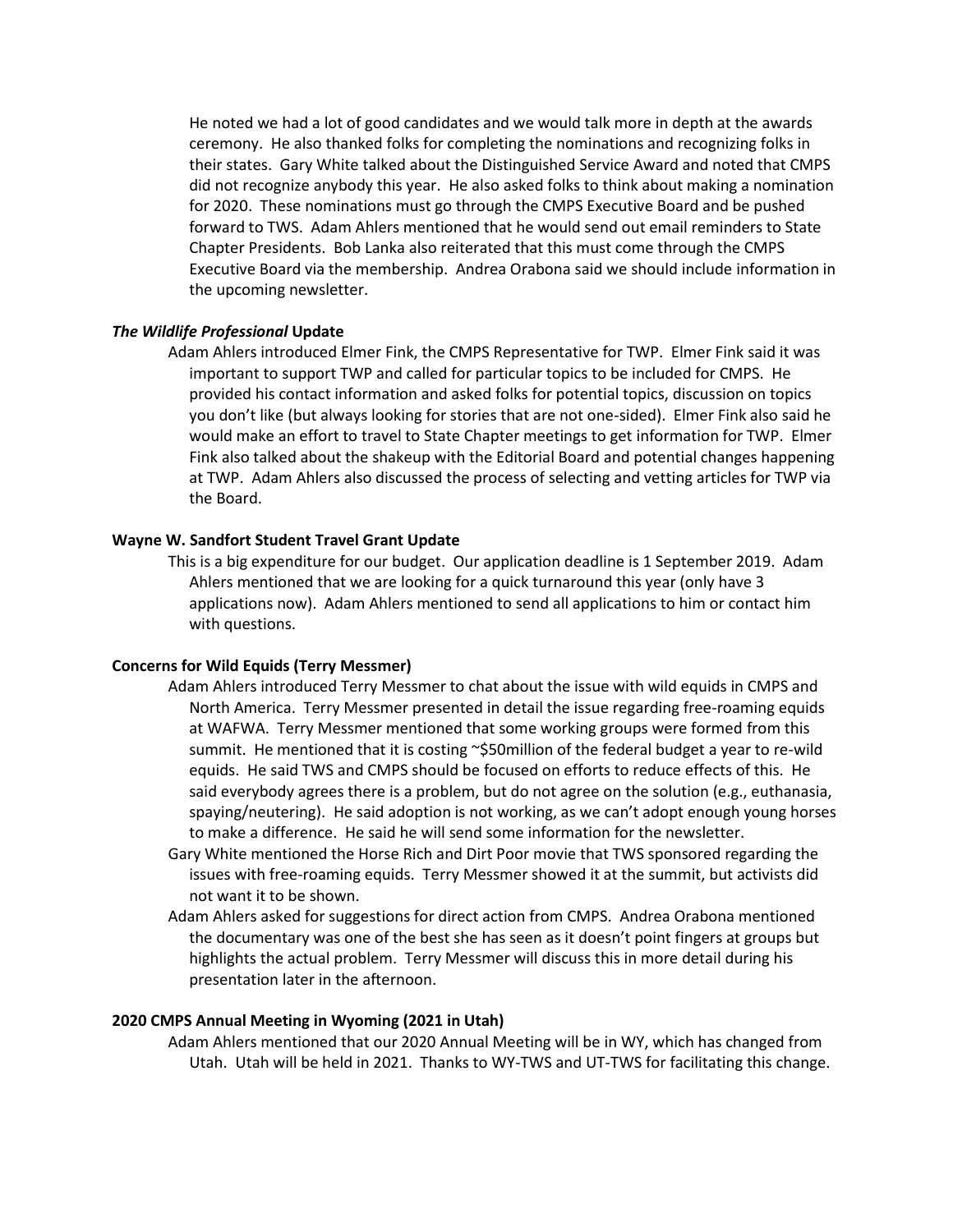He noted we had a lot of good candidates and we would talk more in depth at the awards ceremony. He also thanked folks for completing the nominations and recognizing folks in their states. Gary White talked about the Distinguished Service Award and noted that CMPS did not recognize anybody this year. He also asked folks to think about making a nomination for 2020. These nominations must go through the CMPS Executive Board and be pushed forward to TWS. Adam Ahlers mentioned that he would send out email reminders to State Chapter Presidents. Bob Lanka also reiterated that this must come through the CMPS Executive Board via the membership. Andrea Orabona said we should include information in the upcoming newsletter.

***The Wildlife Professional* Update**

Adam Ahlers introduced Elmer Fink, the CMPS Representative for TWP. Elmer Fink said it was important to support TWP and called for particular topics to be included for CMPS. He provided his contact information and asked folks for potential topics, discussion on topics you don't like (but always looking for stories that are not one-sided). Elmer Fink also said he would make an effort to travel to State Chapter meetings to get information for TWP. Elmer Fink also talked about the shakeup with the Editorial Board and potential changes happening at TWP. Adam Ahlers also discussed the process of selecting and vetting articles for TWP via the Board.

**Wayne W. Sandfort Student Travel Grant Update**

This is a big expenditure for our budget. Our application deadline is 1 September 2019. Adam Ahlers mentioned that we are looking for a quick turnaround this year (only have 3 applications now). Adam Ahlers mentioned to send all applications to him or contact him with questions.

**Concerns for Wild Equids (Terry Messmer)**

Adam Ahlers introduced Terry Messmer to chat about the issue with wild equids in CMPS and North America. Terry Messmer presented in detail the issue regarding free-roaming equids at WAFWA. Terry Messmer mentioned that some working groups were formed from this summit. He mentioned that it is costing ~$50million of the federal budget a year to re-wild equids. He said TWS and CMPS should be focused on efforts to reduce effects of this. He said everybody agrees there is a problem, but do not agree on the solution (e.g., euthanasia, spaying/neutering). He said adoption is not working, as we can't adopt enough young horses to make a difference. He said he will send some information for the newsletter.

Gary White mentioned the Horse Rich and Dirt Poor movie that TWS sponsored regarding the issues with free-roaming equids. Terry Messmer showed it at the summit, but activists did not want it to be shown.

Adam Ahlers asked for suggestions for direct action from CMPS. Andrea Orabona mentioned the documentary was one of the best she has seen as it doesn't point fingers at groups but highlights the actual problem. Terry Messmer will discuss this in more detail during his presentation later in the afternoon.

**2020 CMPS Annual Meeting in Wyoming (2021 in Utah)**

Adam Ahlers mentioned that our 2020 Annual Meeting will be in WY, which has changed from Utah. Utah will be held in 2021. Thanks to WY-TWS and UT-TWS for facilitating this change.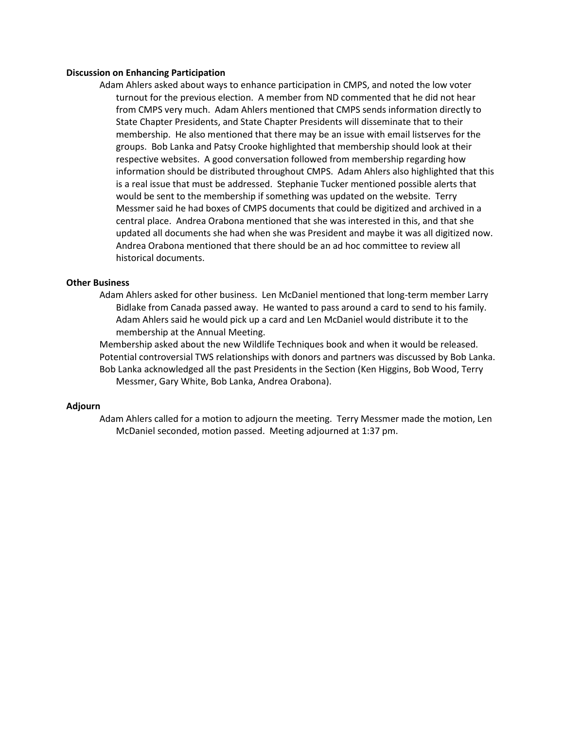**Discussion on Enhancing Participation**

Adam Ahlers asked about ways to enhance participation in CMPS, and noted the low voter turnout for the previous election. A member from ND commented that he did not hear from CMPS very much. Adam Ahlers mentioned that CMPS sends information directly to State Chapter Presidents, and State Chapter Presidents will disseminate that to their membership. He also mentioned that there may be an issue with email listserves for the groups. Bob Lanka and Patsy Crooke highlighted that membership should look at their respective websites. A good conversation followed from membership regarding how information should be distributed throughout CMPS. Adam Ahlers also highlighted that this is a real issue that must be addressed. Stephanie Tucker mentioned possible alerts that would be sent to the membership if something was updated on the website. Terry Messmer said he had boxes of CMPS documents that could be digitized and archived in a central place. Andrea Orabona mentioned that she was interested in this, and that she updated all documents she had when she was President and maybe it was all digitized now. Andrea Orabona mentioned that there should be an ad hoc committee to review all historical documents.

**Other Business**

Adam Ahlers asked for other business. Len McDaniel mentioned that long-term member Larry Bidlake from Canada passed away. He wanted to pass around a card to send to his family. Adam Ahlers said he would pick up a card and Len McDaniel would distribute it to the membership at the Annual Meeting.

Membership asked about the new Wildlife Techniques book and when it would be released.

Potential controversial TWS relationships with donors and partners was discussed by Bob Lanka.

Bob Lanka acknowledged all the past Presidents in the Section (Ken Higgins, Bob Wood, Terry Messmer, Gary White, Bob Lanka, Andrea Orabona).

**Adjourn**

Adam Ahlers called for a motion to adjourn the meeting. Terry Messmer made the motion, Len McDaniel seconded, motion passed. Meeting adjourned at 1:37 pm.